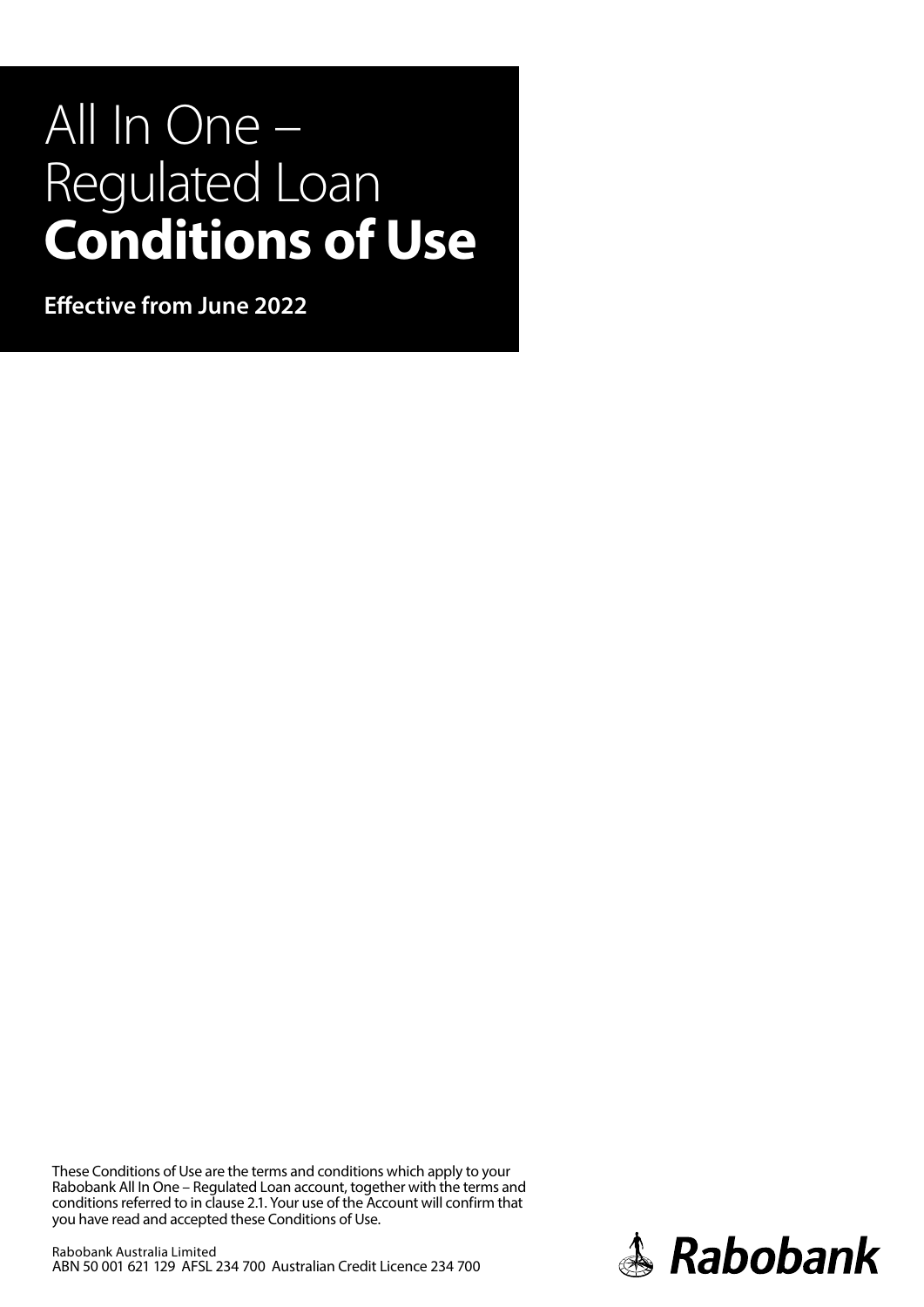# All In One – Regulated Loan **Conditions of Use**

**Effective from June 2022**

These Conditions of Use are the terms and conditions which apply to your Rabobank All In One – Regulated Loan account, together with the terms and conditions referred to in clause 2.1. Your use of the Account will confirm that you have read and accepted these Conditions of Use.

Rabobank Australia Limited
ABN 50 001 621 129 AFSL 234 700 Australian Credit Licence 234 700

Rabobank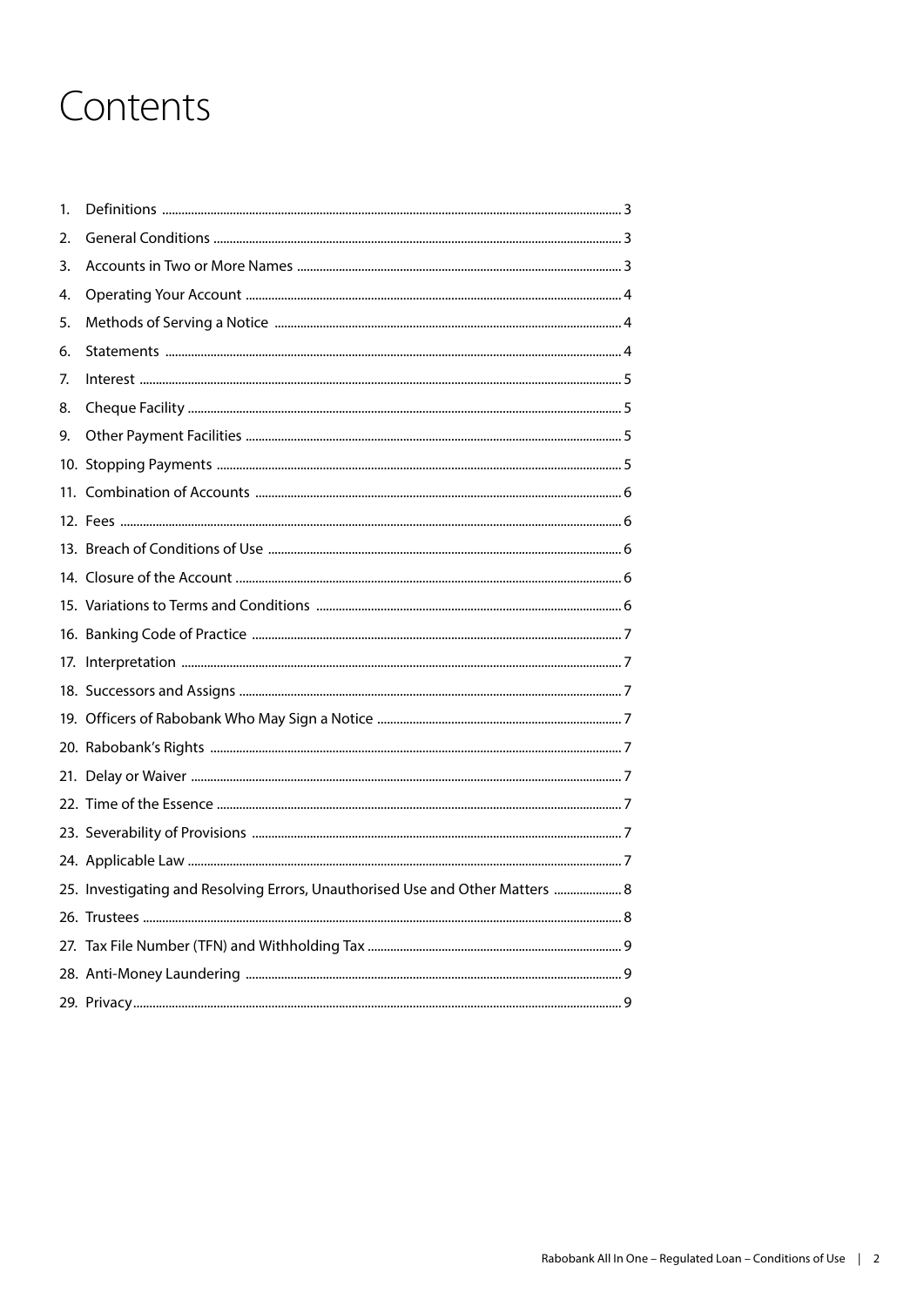# Contents

1. Definitions ........ 3
2. General Conditions ........ 3
3. Accounts in Two or More Names ........ 3
4. Operating Your Account ........ 4
5. Methods of Serving a Notice ........ 4
6. Statements ........ 4
7. Interest ........ 5
8. Cheque Facility ........ 5
9. Other Payment Facilities ........ 5
10. Stopping Payments ........ 5
11. Combination of Accounts ........ 6
12. Fees ........ 6
13. Breach of Conditions of Use ........ 6
14. Closure of the Account ........ 6
15. Variations to Terms and Conditions ........ 6
16. Banking Code of Practice ........ 7
17. Interpretation ........ 7
18. Successors and Assigns ........ 7
19. Officers of Rabobank Who May Sign a Notice ........ 7
20. Rabobank's Rights ........ 7
21. Delay or Waiver ........ 7
22. Time of the Essence ........ 7
23. Severability of Provisions ........ 7
24. Applicable Law ........ 7
25. Investigating and Resolving Errors, Unauthorised Use and Other Matters ........ 8
26. Trustees ........ 8
27. Tax File Number (TFN) and Withholding Tax ........ 9
28. Anti-Money Laundering ........ 9
29. Privacy ........ 9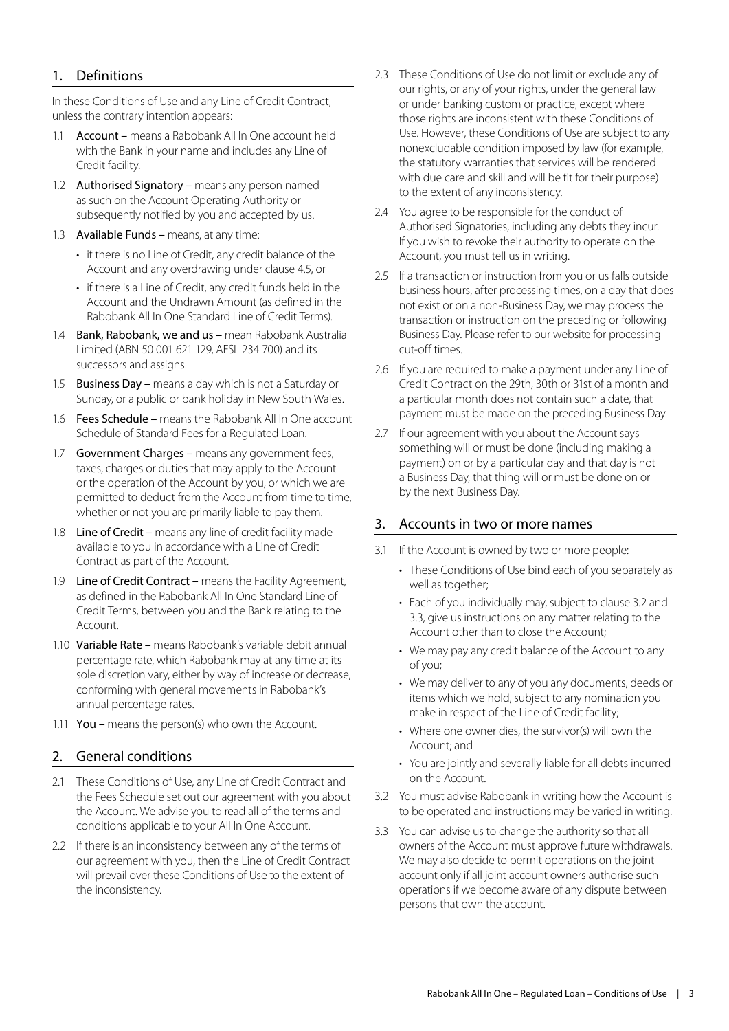## 1. Definitions

In these Conditions of Use and any Line of Credit Contract, unless the contrary intention appears:

1.1 **Account** – means a Rabobank All In One account held with the Bank in your name and includes any Line of Credit facility.

1.2 **Authorised Signatory** – means any person named as such on the Account Operating Authority or subsequently notified by you and accepted by us.

1.3 **Available Funds** – means, at any time:

- if there is no Line of Credit, any credit balance of the Account and any overdrawing under clause 4.5, or
- if there is a Line of Credit, any credit funds held in the Account and the Undrawn Amount (as defined in the Rabobank All In One Standard Line of Credit Terms).

1.4 **Bank, Rabobank, we and us** – mean Rabobank Australia Limited (ABN 50 001 621 129, AFSL 234 700) and its successors and assigns.

1.5 **Business Day** – means a day which is not a Saturday or Sunday, or a public or bank holiday in New South Wales.

1.6 **Fees Schedule** – means the Rabobank All In One account Schedule of Standard Fees for a Regulated Loan.

1.7 **Government Charges** – means any government fees, taxes, charges or duties that may apply to the Account or the operation of the Account by you, or which we are permitted to deduct from the Account from time to time, whether or not you are primarily liable to pay them.

1.8 **Line of Credit** – means any line of credit facility made available to you in accordance with a Line of Credit Contract as part of the Account.

1.9 **Line of Credit Contract** – means the Facility Agreement, as defined in the Rabobank All In One Standard Line of Credit Terms, between you and the Bank relating to the Account.

1.10 **Variable Rate** – means Rabobank's variable debit annual percentage rate, which Rabobank may at any time at its sole discretion vary, either by way of increase or decrease, conforming with general movements in Rabobank's annual percentage rates.

1.11 **You** – means the person(s) who own the Account.

## 2. General conditions

2.1 These Conditions of Use, any Line of Credit Contract and the Fees Schedule set out our agreement with you about the Account. We advise you to read all of the terms and conditions applicable to your All In One Account.

2.2 If there is an inconsistency between any of the terms of our agreement with you, then the Line of Credit Contract will prevail over these Conditions of Use to the extent of the inconsistency.

2.3 These Conditions of Use do not limit or exclude any of our rights, or any of your rights, under the general law or under banking custom or practice, except where those rights are inconsistent with these Conditions of Use. However, these Conditions of Use are subject to any nonexcludable condition imposed by law (for example, the statutory warranties that services will be rendered with due care and skill and will be fit for their purpose) to the extent of any inconsistency.

2.4 You agree to be responsible for the conduct of Authorised Signatories, including any debts they incur. If you wish to revoke their authority to operate on the Account, you must tell us in writing.

2.5 If a transaction or instruction from you or us falls outside business hours, after processing times, on a day that does not exist or on a non-Business Day, we may process the transaction or instruction on the preceding or following Business Day. Please refer to our website for processing cut-off times.

2.6 If you are required to make a payment under any Line of Credit Contract on the 29th, 30th or 31st of a month and a particular month does not contain such a date, that payment must be made on the preceding Business Day.

2.7 If our agreement with you about the Account says something will or must be done (including making a payment) on or by a particular day and that day is not a Business Day, that thing will or must be done on or by the next Business Day.

## 3. Accounts in two or more names

3.1 If the Account is owned by two or more people:

- These Conditions of Use bind each of you separately as well as together;
- Each of you individually may, subject to clause 3.2 and 3.3, give us instructions on any matter relating to the Account other than to close the Account;
- We may pay any credit balance of the Account to any of you;
- We may deliver to any of you any documents, deeds or items which we hold, subject to any nomination you make in respect of the Line of Credit facility;
- Where one owner dies, the survivor(s) will own the Account; and
- You are jointly and severally liable for all debts incurred on the Account.

3.2 You must advise Rabobank in writing how the Account is to be operated and instructions may be varied in writing.

3.3 You can advise us to change the authority so that all owners of the Account must approve future withdrawals. We may also decide to permit operations on the joint account only if all joint account owners authorise such operations if we become aware of any dispute between persons that own the account.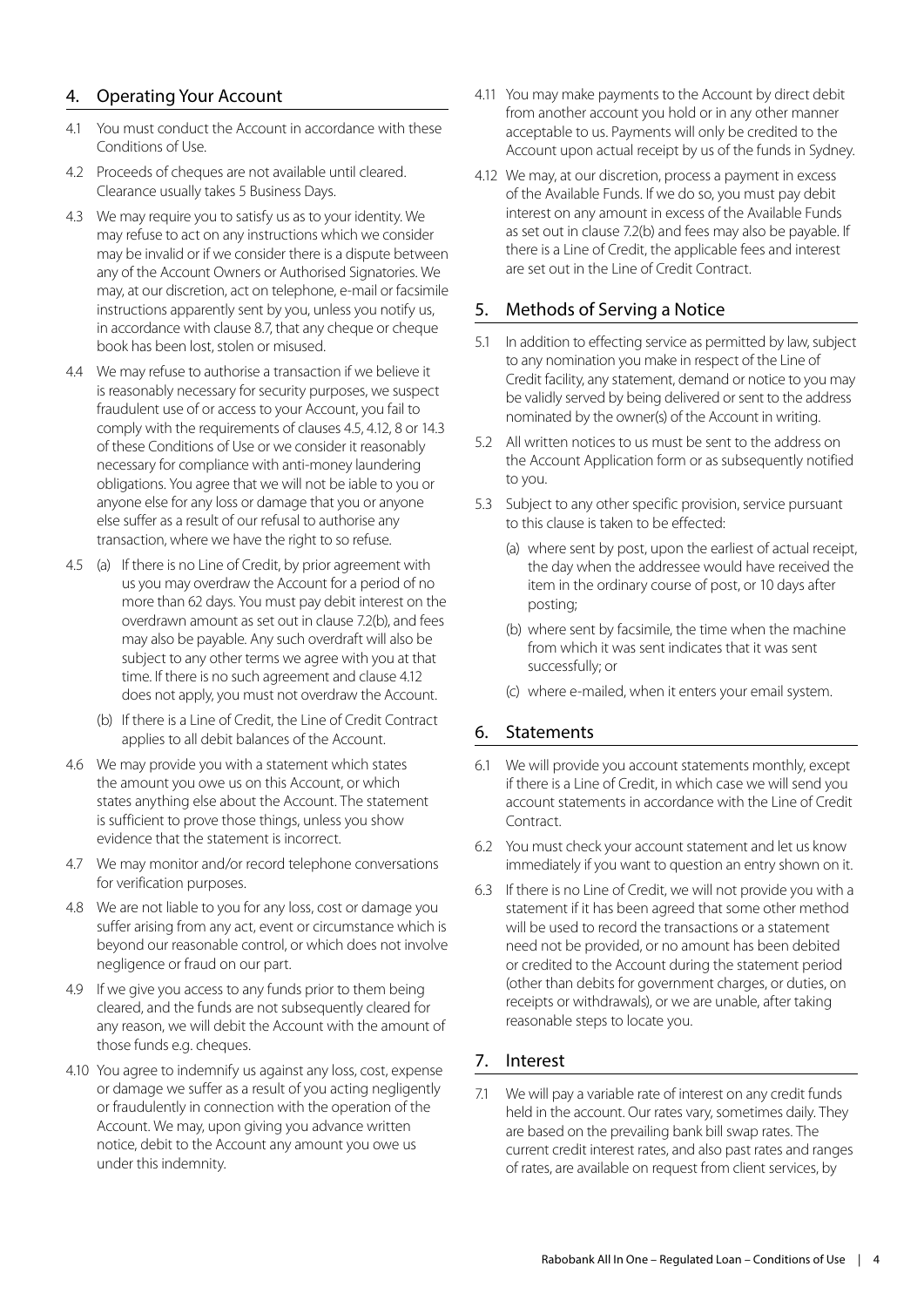## 4. Operating Your Account

4.1 You must conduct the Account in accordance with these Conditions of Use.

4.2 Proceeds of cheques are not available until cleared. Clearance usually takes 5 Business Days.

4.3 We may require you to satisfy us as to your identity. We may refuse to act on any instructions which we consider may be invalid or if we consider there is a dispute between any of the Account Owners or Authorised Signatories. We may, at our discretion, act on telephone, e-mail or facsimile instructions apparently sent by you, unless you notify us, in accordance with clause 8.7, that any cheque or cheque book has been lost, stolen or misused.

4.4 We may refuse to authorise a transaction if we believe it is reasonably necessary for security purposes, we suspect fraudulent use of or access to your Account, you fail to comply with the requirements of clauses 4.5, 4.12, 8 or 14.3 of these Conditions of Use or we consider it reasonably necessary for compliance with anti-money laundering obligations. You agree that we will not be iable to you or anyone else for any loss or damage that you or anyone else suffer as a result of our refusal to authorise any transaction, where we have the right to so refuse.

4.5 (a) If there is no Line of Credit, by prior agreement with us you may overdraw the Account for a period of no more than 62 days. You must pay debit interest on the overdrawn amount as set out in clause 7.2(b), and fees may also be payable. Any such overdraft will also be subject to any other terms we agree with you at that time. If there is no such agreement and clause 4.12 does not apply, you must not overdraw the Account.

(b) If there is a Line of Credit, the Line of Credit Contract applies to all debit balances of the Account.

4.6 We may provide you with a statement which states the amount you owe us on this Account, or which states anything else about the Account. The statement is sufficient to prove those things, unless you show evidence that the statement is incorrect.

4.7 We may monitor and/or record telephone conversations for verification purposes.

4.8 We are not liable to you for any loss, cost or damage you suffer arising from any act, event or circumstance which is beyond our reasonable control, or which does not involve negligence or fraud on our part.

4.9 If we give you access to any funds prior to them being cleared, and the funds are not subsequently cleared for any reason, we will debit the Account with the amount of those funds e.g. cheques.

4.10 You agree to indemnify us against any loss, cost, expense or damage we suffer as a result of you acting negligently or fraudulently in connection with the operation of the Account. We may, upon giving you advance written notice, debit to the Account any amount you owe us under this indemnity.

4.11 You may make payments to the Account by direct debit from another account you hold or in any other manner acceptable to us. Payments will only be credited to the Account upon actual receipt by us of the funds in Sydney.

4.12 We may, at our discretion, process a payment in excess of the Available Funds. If we do so, you must pay debit interest on any amount in excess of the Available Funds as set out in clause 7.2(b) and fees may also be payable. If there is a Line of Credit, the applicable fees and interest are set out in the Line of Credit Contract.

## 5. Methods of Serving a Notice

5.1 In addition to effecting service as permitted by law, subject to any nomination you make in respect of the Line of Credit facility, any statement, demand or notice to you may be validly served by being delivered or sent to the address nominated by the owner(s) of the Account in writing.

5.2 All written notices to us must be sent to the address on the Account Application form or as subsequently notified to you.

5.3 Subject to any other specific provision, service pursuant to this clause is taken to be effected:

(a) where sent by post, upon the earliest of actual receipt, the day when the addressee would have received the item in the ordinary course of post, or 10 days after posting;

(b) where sent by facsimile, the time when the machine from which it was sent indicates that it was sent successfully; or

(c) where e-mailed, when it enters your email system.

## 6. Statements

6.1 We will provide you account statements monthly, except if there is a Line of Credit, in which case we will send you account statements in accordance with the Line of Credit Contract.

6.2 You must check your account statement and let us know immediately if you want to question an entry shown on it.

6.3 If there is no Line of Credit, we will not provide you with a statement if it has been agreed that some other method will be used to record the transactions or a statement need not be provided, or no amount has been debited or credited to the Account during the statement period (other than debits for government charges, or duties, on receipts or withdrawals), or we are unable, after taking reasonable steps to locate you.

## 7. Interest

7.1 We will pay a variable rate of interest on any credit funds held in the account. Our rates vary, sometimes daily. They are based on the prevailing bank bill swap rates. The current credit interest rates, and also past rates and ranges of rates, are available on request from client services, by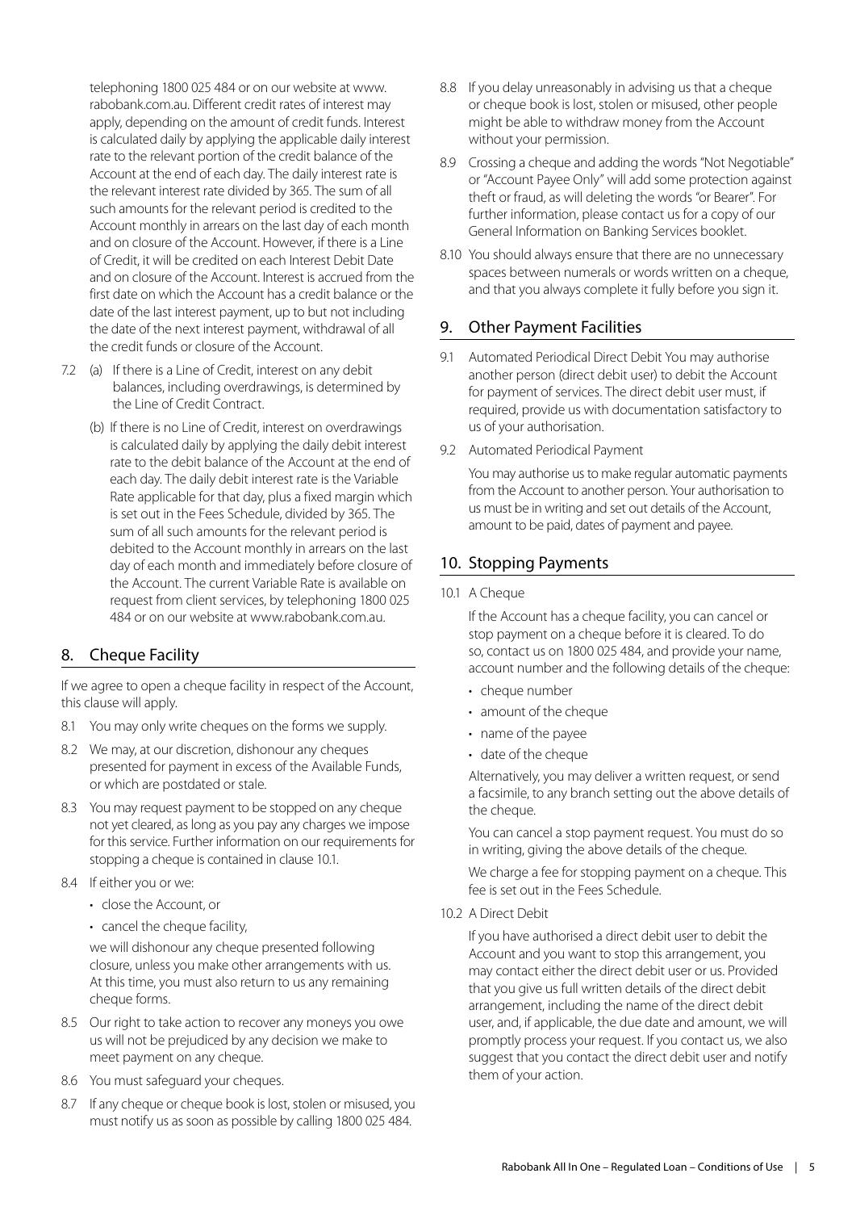telephoning 1800 025 484 or on our website at www.rabobank.com.au. Different credit rates of interest may apply, depending on the amount of credit funds. Interest is calculated daily by applying the applicable daily interest rate to the relevant portion of the credit balance of the Account at the end of each day. The daily interest rate is the relevant interest rate divided by 365. The sum of all such amounts for the relevant period is credited to the Account monthly in arrears on the last day of each month and on closure of the Account. However, if there is a Line of Credit, it will be credited on each Interest Debit Date and on closure of the Account. Interest is accrued from the first date on which the Account has a credit balance or the date of the last interest payment, up to but not including the date of the next interest payment, withdrawal of all the credit funds or closure of the Account.

7.2 (a) If there is a Line of Credit, interest on any debit balances, including overdrawings, is determined by the Line of Credit Contract.

(b) If there is no Line of Credit, interest on overdrawings is calculated daily by applying the daily debit interest rate to the debit balance of the Account at the end of each day. The daily debit interest rate is the Variable Rate applicable for that day, plus a fixed margin which is set out in the Fees Schedule, divided by 365. The sum of all such amounts for the relevant period is debited to the Account monthly in arrears on the last day of each month and immediately before closure of the Account. The current Variable Rate is available on request from client services, by telephoning 1800 025 484 or on our website at www.rabobank.com.au.

## 8. Cheque Facility

If we agree to open a cheque facility in respect of the Account, this clause will apply.

8.1 You may only write cheques on the forms we supply.

8.2 We may, at our discretion, dishonour any cheques presented for payment in excess of the Available Funds, or which are postdated or stale.

8.3 You may request payment to be stopped on any cheque not yet cleared, as long as you pay any charges we impose for this service. Further information on our requirements for stopping a cheque is contained in clause 10.1.

8.4 If either you or we:

- close the Account, or
- cancel the cheque facility,

we will dishonour any cheque presented following closure, unless you make other arrangements with us. At this time, you must also return to us any remaining cheque forms.

8.5 Our right to take action to recover any moneys you owe us will not be prejudiced by any decision we make to meet payment on any cheque.

8.6 You must safeguard your cheques.

8.7 If any cheque or cheque book is lost, stolen or misused, you must notify us as soon as possible by calling 1800 025 484.

8.8 If you delay unreasonably in advising us that a cheque or cheque book is lost, stolen or misused, other people might be able to withdraw money from the Account without your permission.

8.9 Crossing a cheque and adding the words "Not Negotiable" or "Account Payee Only" will add some protection against theft or fraud, as will deleting the words "or Bearer". For further information, please contact us for a copy of our General Information on Banking Services booklet.

8.10 You should always ensure that there are no unnecessary spaces between numerals or words written on a cheque, and that you always complete it fully before you sign it.

## 9. Other Payment Facilities

9.1 Automated Periodical Direct Debit You may authorise another person (direct debit user) to debit the Account for payment of services. The direct debit user must, if required, provide us with documentation satisfactory to us of your authorisation.

9.2 Automated Periodical Payment

You may authorise us to make regular automatic payments from the Account to another person. Your authorisation to us must be in writing and set out details of the Account, amount to be paid, dates of payment and payee.

## 10. Stopping Payments

10.1 A Cheque

If the Account has a cheque facility, you can cancel or stop payment on a cheque before it is cleared. To do so, contact us on 1800 025 484, and provide your name, account number and the following details of the cheque:

- cheque number
- amount of the cheque
- name of the payee
- date of the cheque

Alternatively, you may deliver a written request, or send a facsimile, to any branch setting out the above details of the cheque.

You can cancel a stop payment request. You must do so in writing, giving the above details of the cheque.

We charge a fee for stopping payment on a cheque. This fee is set out in the Fees Schedule.

10.2 A Direct Debit

If you have authorised a direct debit user to debit the Account and you want to stop this arrangement, you may contact either the direct debit user or us. Provided that you give us full written details of the direct debit arrangement, including the name of the direct debit user, and, if applicable, the due date and amount, we will promptly process your request. If you contact us, we also suggest that you contact the direct debit user and notify them of your action.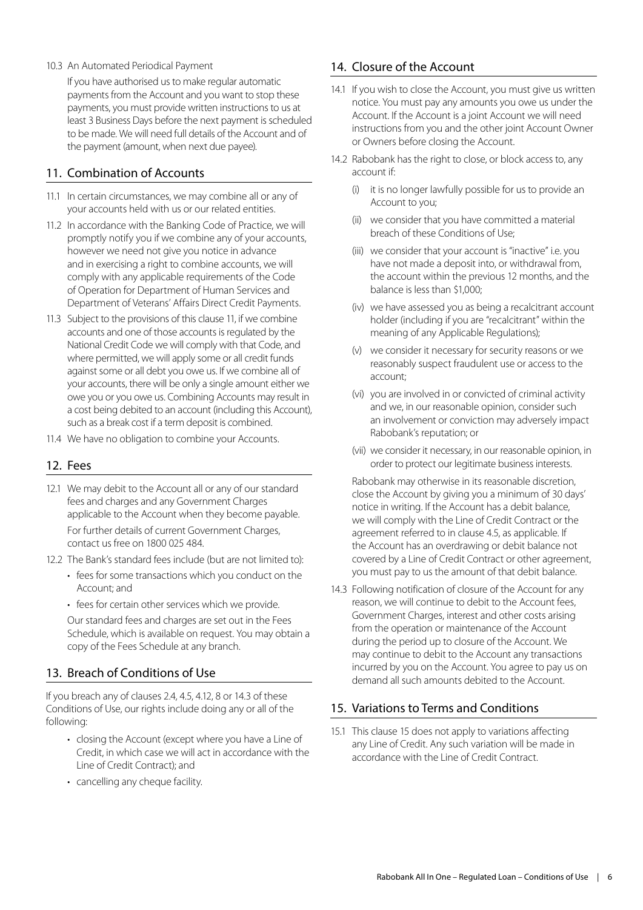10.3 An Automated Periodical Payment

If you have authorised us to make regular automatic payments from the Account and you want to stop these payments, you must provide written instructions to us at least 3 Business Days before the next payment is scheduled to be made. We will need full details of the Account and of the payment (amount, when next due payee).

## 11. Combination of Accounts

11.1 In certain circumstances, we may combine all or any of your accounts held with us or our related entities.

11.2 In accordance with the Banking Code of Practice, we will promptly notify you if we combine any of your accounts, however we need not give you notice in advance and in exercising a right to combine accounts, we will comply with any applicable requirements of the Code of Operation for Department of Human Services and Department of Veterans' Affairs Direct Credit Payments.

11.3 Subject to the provisions of this clause 11, if we combine accounts and one of those accounts is regulated by the National Credit Code we will comply with that Code, and where permitted, we will apply some or all credit funds against some or all debt you owe us. If we combine all of your accounts, there will be only a single amount either we owe you or you owe us. Combining Accounts may result in a cost being debited to an account (including this Account), such as a break cost if a term deposit is combined.

11.4 We have no obligation to combine your Accounts.

## 12. Fees

12.1 We may debit to the Account all or any of our standard fees and charges and any Government Charges applicable to the Account when they become payable.

For further details of current Government Charges, contact us free on 1800 025 484.

12.2 The Bank's standard fees include (but are not limited to):

- fees for some transactions which you conduct on the Account; and
- fees for certain other services which we provide.

Our standard fees and charges are set out in the Fees Schedule, which is available on request. You may obtain a copy of the Fees Schedule at any branch.

## 13. Breach of Conditions of Use

If you breach any of clauses 2.4, 4.5, 4.12, 8 or 14.3 of these Conditions of Use, our rights include doing any or all of the following:

- closing the Account (except where you have a Line of Credit, in which case we will act in accordance with the Line of Credit Contract); and
- cancelling any cheque facility.

## 14. Closure of the Account

14.1 If you wish to close the Account, you must give us written notice. You must pay any amounts you owe us under the Account. If the Account is a joint Account we will need instructions from you and the other joint Account Owner or Owners before closing the Account.

14.2 Rabobank has the right to close, or block access to, any account if:

(i) it is no longer lawfully possible for us to provide an Account to you;

(ii) we consider that you have committed a material breach of these Conditions of Use;

(iii) we consider that your account is "inactive" i.e. you have not made a deposit into, or withdrawal from, the account within the previous 12 months, and the balance is less than $1,000;

(iv) we have assessed you as being a recalcitrant account holder (including if you are "recalcitrant" within the meaning of any Applicable Regulations);

(v) we consider it necessary for security reasons or we reasonably suspect fraudulent use or access to the account;

(vi) you are involved in or convicted of criminal activity and we, in our reasonable opinion, consider such an involvement or conviction may adversely impact Rabobank's reputation; or

(vii) we consider it necessary, in our reasonable opinion, in order to protect our legitimate business interests.

Rabobank may otherwise in its reasonable discretion, close the Account by giving you a minimum of 30 days' notice in writing. If the Account has a debit balance, we will comply with the Line of Credit Contract or the agreement referred to in clause 4.5, as applicable. If the Account has an overdrawing or debit balance not covered by a Line of Credit Contract or other agreement, you must pay to us the amount of that debit balance.

14.3 Following notification of closure of the Account for any reason, we will continue to debit to the Account fees, Government Charges, interest and other costs arising from the operation or maintenance of the Account during the period up to closure of the Account. We may continue to debit to the Account any transactions incurred by you on the Account. You agree to pay us on demand all such amounts debited to the Account.

## 15. Variations to Terms and Conditions

15.1 This clause 15 does not apply to variations affecting any Line of Credit. Any such variation will be made in accordance with the Line of Credit Contract.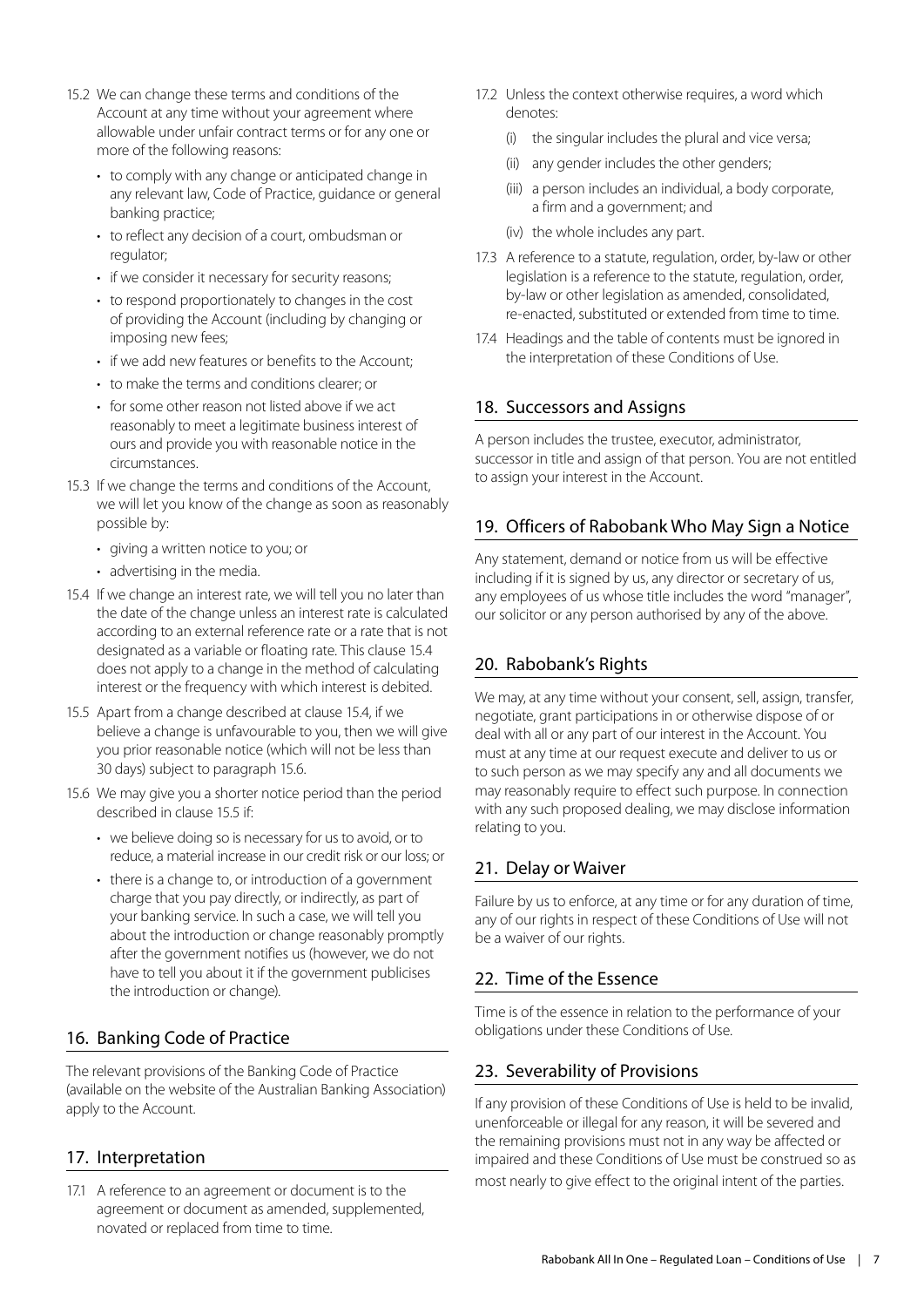15.2 We can change these terms and conditions of the Account at any time without your agreement where allowable under unfair contract terms or for any one or more of the following reasons:

- to comply with any change or anticipated change in any relevant law, Code of Practice, guidance or general banking practice;
- to reflect any decision of a court, ombudsman or regulator;
- if we consider it necessary for security reasons;
- to respond proportionately to changes in the cost of providing the Account (including by changing or imposing new fees;
- if we add new features or benefits to the Account;
- to make the terms and conditions clearer; or
- for some other reason not listed above if we act reasonably to meet a legitimate business interest of ours and provide you with reasonable notice in the circumstances.

15.3 If we change the terms and conditions of the Account, we will let you know of the change as soon as reasonably possible by:

- giving a written notice to you; or
- advertising in the media.

15.4 If we change an interest rate, we will tell you no later than the date of the change unless an interest rate is calculated according to an external reference rate or a rate that is not designated as a variable or floating rate. This clause 15.4 does not apply to a change in the method of calculating interest or the frequency with which interest is debited.

15.5 Apart from a change described at clause 15.4, if we believe a change is unfavourable to you, then we will give you prior reasonable notice (which will not be less than 30 days) subject to paragraph 15.6.

15.6 We may give you a shorter notice period than the period described in clause 15.5 if:

- we believe doing so is necessary for us to avoid, or to reduce, a material increase in our credit risk or our loss; or
- there is a change to, or introduction of a government charge that you pay directly, or indirectly, as part of your banking service. In such a case, we will tell you about the introduction or change reasonably promptly after the government notifies us (however, we do not have to tell you about it if the government publicises the introduction or change).

## 16. Banking Code of Practice

The relevant provisions of the Banking Code of Practice (available on the website of the Australian Banking Association) apply to the Account.

## 17. Interpretation

17.1 A reference to an agreement or document is to the agreement or document as amended, supplemented, novated or replaced from time to time.

17.2 Unless the context otherwise requires, a word which denotes:

(i) the singular includes the plural and vice versa;

(ii) any gender includes the other genders;

(iii) a person includes an individual, a body corporate, a firm and a government; and

(iv) the whole includes any part.

17.3 A reference to a statute, regulation, order, by-law or other legislation is a reference to the statute, regulation, order, by-law or other legislation as amended, consolidated, re-enacted, substituted or extended from time to time.

17.4 Headings and the table of contents must be ignored in the interpretation of these Conditions of Use.

## 18. Successors and Assigns

A person includes the trustee, executor, administrator, successor in title and assign of that person. You are not entitled to assign your interest in the Account.

## 19. Officers of Rabobank Who May Sign a Notice

Any statement, demand or notice from us will be effective including if it is signed by us, any director or secretary of us, any employees of us whose title includes the word "manager", our solicitor or any person authorised by any of the above.

## 20. Rabobank's Rights

We may, at any time without your consent, sell, assign, transfer, negotiate, grant participations in or otherwise dispose of or deal with all or any part of our interest in the Account. You must at any time at our request execute and deliver to us or to such person as we may specify any and all documents we may reasonably require to effect such purpose. In connection with any such proposed dealing, we may disclose information relating to you.

## 21. Delay or Waiver

Failure by us to enforce, at any time or for any duration of time, any of our rights in respect of these Conditions of Use will not be a waiver of our rights.

## 22. Time of the Essence

Time is of the essence in relation to the performance of your obligations under these Conditions of Use.

## 23. Severability of Provisions

If any provision of these Conditions of Use is held to be invalid, unenforceable or illegal for any reason, it will be severed and the remaining provisions must not in any way be affected or impaired and these Conditions of Use must be construed so as most nearly to give effect to the original intent of the parties.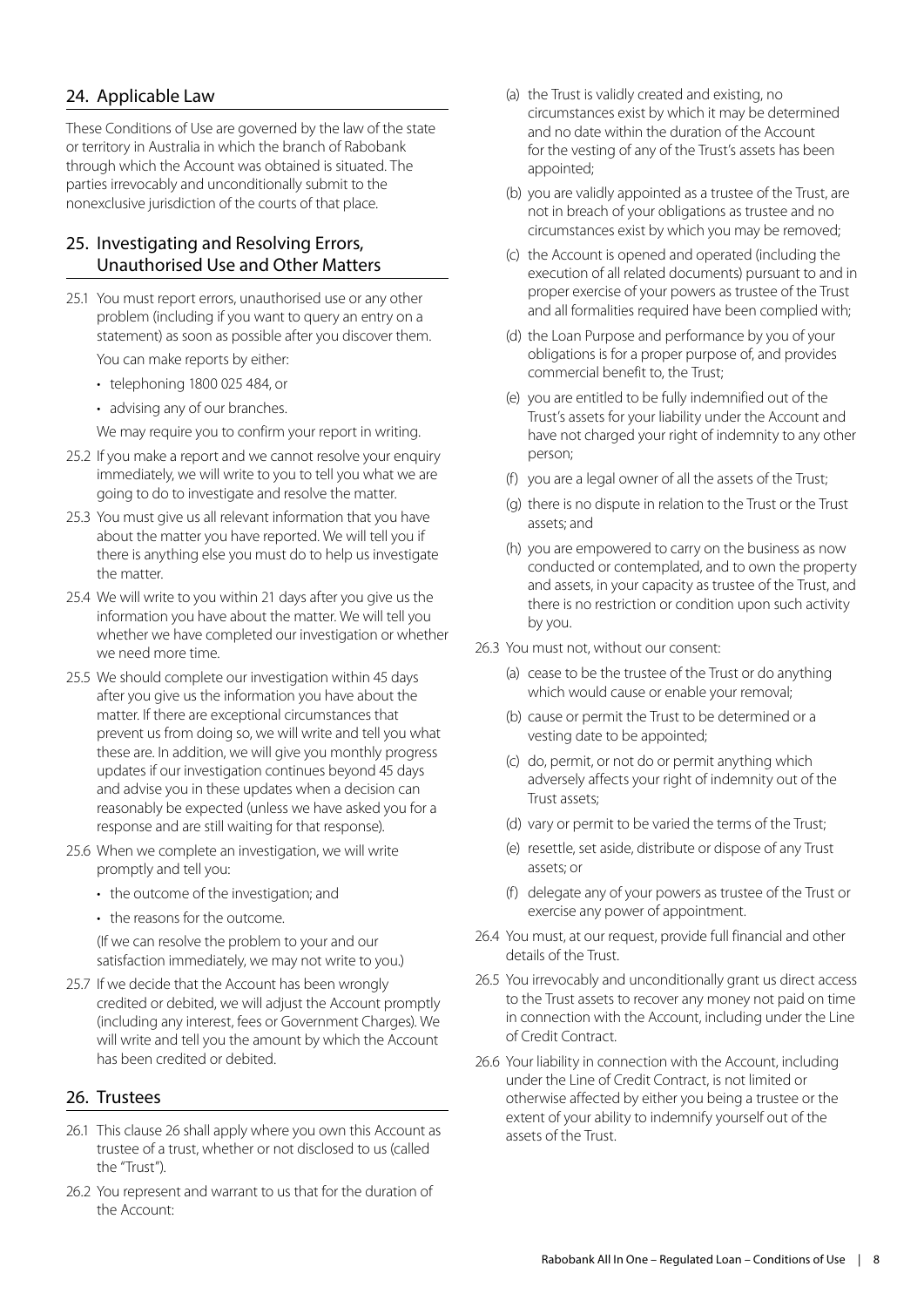## 24. Applicable Law

These Conditions of Use are governed by the law of the state or territory in Australia in which the branch of Rabobank through which the Account was obtained is situated. The parties irrevocably and unconditionally submit to the nonexclusive jurisdiction of the courts of that place.

## 25. Investigating and Resolving Errors, Unauthorised Use and Other Matters

25.1 You must report errors, unauthorised use or any other problem (including if you want to query an entry on a statement) as soon as possible after you discover them.

You can make reports by either:

- telephoning 1800 025 484, or
- advising any of our branches.

We may require you to confirm your report in writing.

25.2 If you make a report and we cannot resolve your enquiry immediately, we will write to you to tell you what we are going to do to investigate and resolve the matter.

25.3 You must give us all relevant information that you have about the matter you have reported. We will tell you if there is anything else you must do to help us investigate the matter.

25.4 We will write to you within 21 days after you give us the information you have about the matter. We will tell you whether we have completed our investigation or whether we need more time.

25.5 We should complete our investigation within 45 days after you give us the information you have about the matter. If there are exceptional circumstances that prevent us from doing so, we will write and tell you what these are. In addition, we will give you monthly progress updates if our investigation continues beyond 45 days and advise you in these updates when a decision can reasonably be expected (unless we have asked you for a response and are still waiting for that response).

25.6 When we complete an investigation, we will write promptly and tell you:

- the outcome of the investigation; and
- the reasons for the outcome.

(If we can resolve the problem to your and our satisfaction immediately, we may not write to you.)

25.7 If we decide that the Account has been wrongly credited or debited, we will adjust the Account promptly (including any interest, fees or Government Charges). We will write and tell you the amount by which the Account has been credited or debited.

## 26. Trustees

26.1 This clause 26 shall apply where you own this Account as trustee of a trust, whether or not disclosed to us (called the "Trust").

26.2 You represent and warrant to us that for the duration of the Account:

(a) the Trust is validly created and existing, no circumstances exist by which it may be determined and no date within the duration of the Account for the vesting of any of the Trust's assets has been appointed;

(b) you are validly appointed as a trustee of the Trust, are not in breach of your obligations as trustee and no circumstances exist by which you may be removed;

(c) the Account is opened and operated (including the execution of all related documents) pursuant to and in proper exercise of your powers as trustee of the Trust and all formalities required have been complied with;

(d) the Loan Purpose and performance by you of your obligations is for a proper purpose of, and provides commercial benefit to, the Trust;

(e) you are entitled to be fully indemnified out of the Trust's assets for your liability under the Account and have not charged your right of indemnity to any other person;

(f) you are a legal owner of all the assets of the Trust;

(g) there is no dispute in relation to the Trust or the Trust assets; and

(h) you are empowered to carry on the business as now conducted or contemplated, and to own the property and assets, in your capacity as trustee of the Trust, and there is no restriction or condition upon such activity by you.

26.3 You must not, without our consent:

(a) cease to be the trustee of the Trust or do anything which would cause or enable your removal;

(b) cause or permit the Trust to be determined or a vesting date to be appointed;

(c) do, permit, or not do or permit anything which adversely affects your right of indemnity out of the Trust assets;

(d) vary or permit to be varied the terms of the Trust;

(e) resettle, set aside, distribute or dispose of any Trust assets; or

(f) delegate any of your powers as trustee of the Trust or exercise any power of appointment.

26.4 You must, at our request, provide full financial and other details of the Trust.

26.5 You irrevocably and unconditionally grant us direct access to the Trust assets to recover any money not paid on time in connection with the Account, including under the Line of Credit Contract.

26.6 Your liability in connection with the Account, including under the Line of Credit Contract, is not limited or otherwise affected by either you being a trustee or the extent of your ability to indemnify yourself out of the assets of the Trust.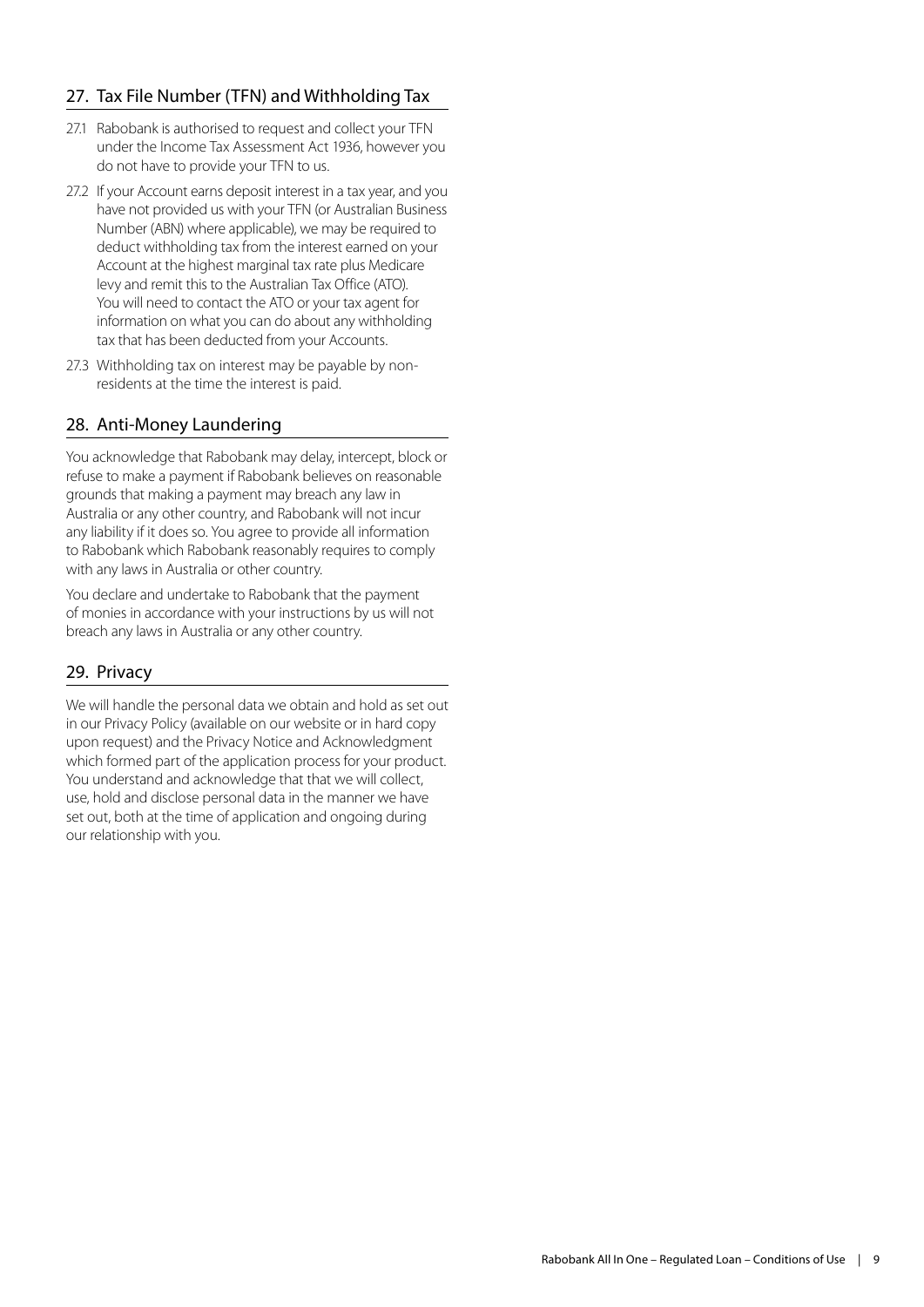## 27. Tax File Number (TFN) and Withholding Tax

27.1 Rabobank is authorised to request and collect your TFN under the Income Tax Assessment Act 1936, however you do not have to provide your TFN to us.

27.2 If your Account earns deposit interest in a tax year, and you have not provided us with your TFN (or Australian Business Number (ABN) where applicable), we may be required to deduct withholding tax from the interest earned on your Account at the highest marginal tax rate plus Medicare levy and remit this to the Australian Tax Office (ATO). You will need to contact the ATO or your tax agent for information on what you can do about any withholding tax that has been deducted from your Accounts.

27.3 Withholding tax on interest may be payable by non-residents at the time the interest is paid.

## 28. Anti-Money Laundering

You acknowledge that Rabobank may delay, intercept, block or refuse to make a payment if Rabobank believes on reasonable grounds that making a payment may breach any law in Australia or any other country, and Rabobank will not incur any liability if it does so. You agree to provide all information to Rabobank which Rabobank reasonably requires to comply with any laws in Australia or other country.

You declare and undertake to Rabobank that the payment of monies in accordance with your instructions by us will not breach any laws in Australia or any other country.

## 29. Privacy

We will handle the personal data we obtain and hold as set out in our Privacy Policy (available on our website or in hard copy upon request) and the Privacy Notice and Acknowledgment which formed part of the application process for your product. You understand and acknowledge that that we will collect, use, hold and disclose personal data in the manner we have set out, both at the time of application and ongoing during our relationship with you.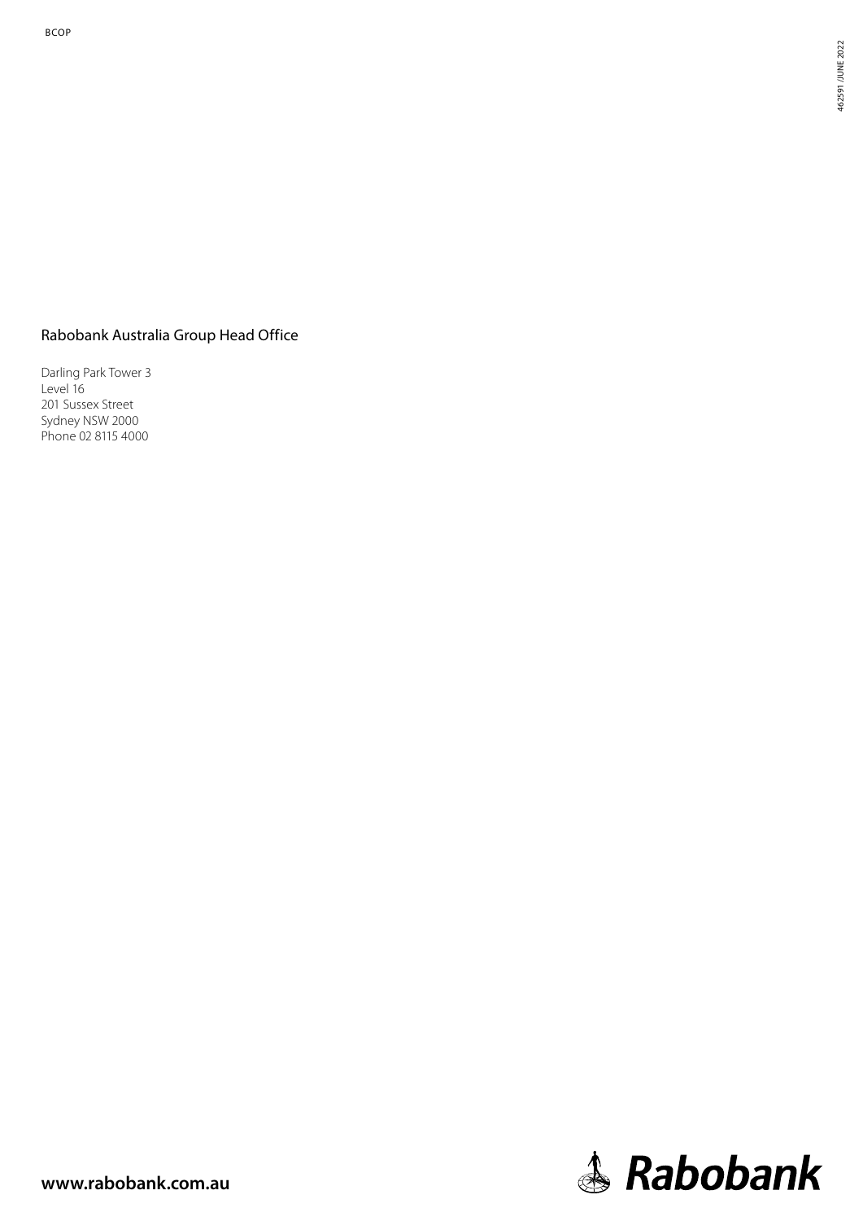BCOP

462591 /JUNE 2022

## Rabobank Australia Group Head Office

Darling Park Tower 3
Level 16
201 Sussex Street
Sydney NSW 2000
Phone 02 8115 4000

**www.rabobank.com.au**

Rabobank